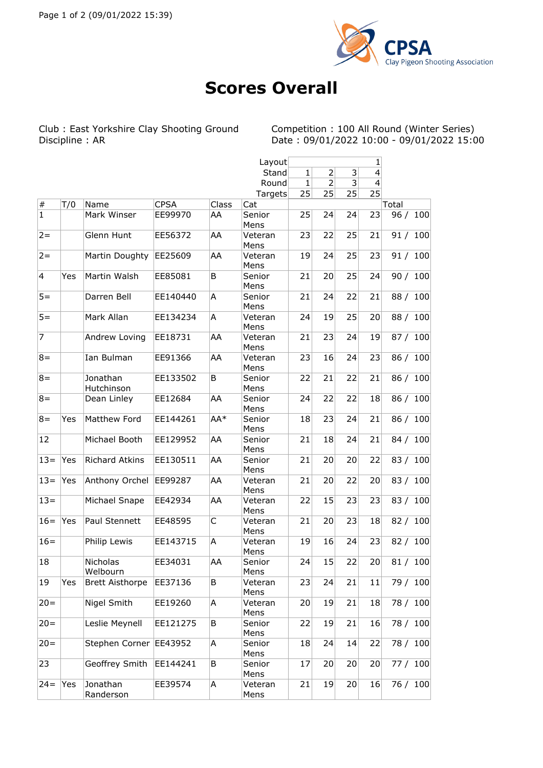CPSA Clay Pigeon Shooting Association

# Scores Overall

Club : East Yorkshire Clay Shooting Ground
Discipline : AR

Competition : 100 All Round (Winter Series)
Date : 09/01/2022 10:00 - 09/01/2022 15:00

| | | | | | Layout | | | | 1 | |
|---|---|---|---|---|---|---|---|---|---|---|
| | | | | | Stand | 1 | 2 | 3 | 4 | |
| | | | | | Round | 1 | 2 | 3 | 4 | |
| | | | | | Targets | 25 | 25 | 25 | 25 | |
| # | T/0 | Name | CPSA | Class | Cat | | | | | Total |
| 1 | | Mark Winser | EE99970 | AA | Senior Mens | 25 | 24 | 24 | 23 | 96 / 100 |
| 2= | | Glenn Hunt | EE56372 | AA | Veteran Mens | 23 | 22 | 25 | 21 | 91 / 100 |
| 2= | | Martin Doughty | EE25609 | AA | Veteran Mens | 19 | 24 | 25 | 23 | 91 / 100 |
| 4 | Yes | Martin Walsh | EE85081 | B | Senior Mens | 21 | 20 | 25 | 24 | 90 / 100 |
| 5= | | Darren Bell | EE140440 | A | Senior Mens | 21 | 24 | 22 | 21 | 88 / 100 |
| 5= | | Mark Allan | EE134234 | A | Veteran Mens | 24 | 19 | 25 | 20 | 88 / 100 |
| 7 | | Andrew Loving | EE18731 | AA | Veteran Mens | 21 | 23 | 24 | 19 | 87 / 100 |
| 8= | | Ian Bulman | EE91366 | AA | Veteran Mens | 23 | 16 | 24 | 23 | 86 / 100 |
| 8= | | Jonathan Hutchinson | EE133502 | B | Senior Mens | 22 | 21 | 22 | 21 | 86 / 100 |
| 8= | | Dean Linley | EE12684 | AA | Senior Mens | 24 | 22 | 22 | 18 | 86 / 100 |
| 8= | Yes | Matthew Ford | EE144261 | AA* | Senior Mens | 18 | 23 | 24 | 21 | 86 / 100 |
| 12 | | Michael Booth | EE129952 | AA | Senior Mens | 21 | 18 | 24 | 21 | 84 / 100 |
| 13= | Yes | Richard Atkins | EE130511 | AA | Senior Mens | 21 | 20 | 20 | 22 | 83 / 100 |
| 13= | Yes | Anthony Orchel | EE99287 | AA | Veteran Mens | 21 | 20 | 22 | 20 | 83 / 100 |
| 13= | | Michael Snape | EE42934 | AA | Veteran Mens | 22 | 15 | 23 | 23 | 83 / 100 |
| 16= | Yes | Paul Stennett | EE48595 | C | Veteran Mens | 21 | 20 | 23 | 18 | 82 / 100 |
| 16= | | Philip Lewis | EE143715 | A | Veteran Mens | 19 | 16 | 24 | 23 | 82 / 100 |
| 18 | | Nicholas Welbourn | EE34031 | AA | Senior Mens | 24 | 15 | 22 | 20 | 81 / 100 |
| 19 | Yes | Brett Aisthorpe | EE37136 | B | Veteran Mens | 23 | 24 | 21 | 11 | 79 / 100 |
| 20= | | Nigel Smith | EE19260 | A | Veteran Mens | 20 | 19 | 21 | 18 | 78 / 100 |
| 20= | | Leslie Meynell | EE121275 | B | Senior Mens | 22 | 19 | 21 | 16 | 78 / 100 |
| 20= | | Stephen Corner | EE43952 | A | Senior Mens | 18 | 24 | 14 | 22 | 78 / 100 |
| 23 | | Geoffrey Smith | EE144241 | B | Senior Mens | 17 | 20 | 20 | 20 | 77 / 100 |
| 24= | Yes | Jonathan Randerson | EE39574 | A | Veteran Mens | 21 | 19 | 20 | 16 | 76 / 100 |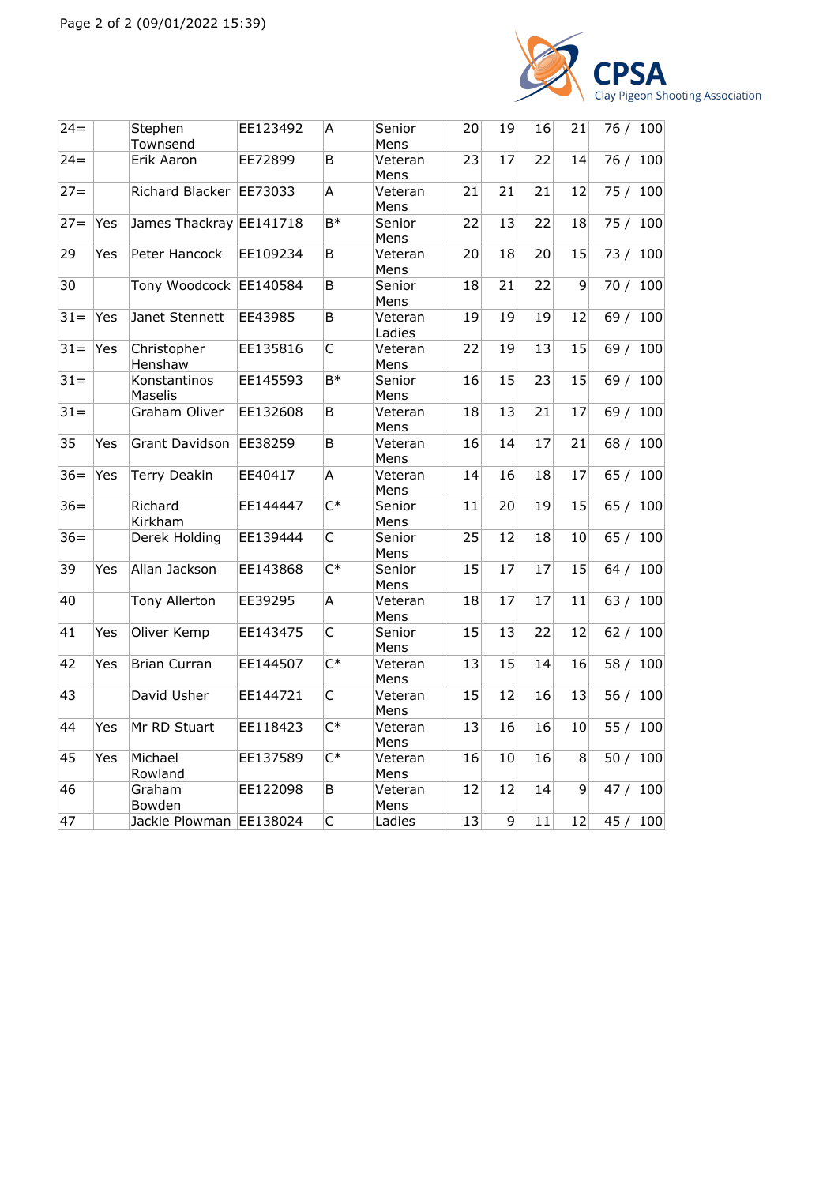| | | | | | | | | | | |
|---|---|---|---|---|---|---|---|---|---|---|
| 24= | | Stephen Townsend | EE123492 | A | Senior Mens | 20 | 19 | 16 | 21 | 76 / 100 |
| 24= | | Erik Aaron | EE72899 | B | Veteran Mens | 23 | 17 | 22 | 14 | 76 / 100 |
| 27= | | Richard Blacker | EE73033 | A | Veteran Mens | 21 | 21 | 21 | 12 | 75 / 100 |
| 27= | Yes | James Thackray | EE141718 | B* | Senior Mens | 22 | 13 | 22 | 18 | 75 / 100 |
| 29 | Yes | Peter Hancock | EE109234 | B | Veteran Mens | 20 | 18 | 20 | 15 | 73 / 100 |
| 30 | | Tony Woodcock | EE140584 | B | Senior Mens | 18 | 21 | 22 | 9 | 70 / 100 |
| 31= | Yes | Janet Stennett | EE43985 | B | Veteran Ladies | 19 | 19 | 19 | 12 | 69 / 100 |
| 31= | Yes | Christopher Henshaw | EE135816 | C | Veteran Mens | 22 | 19 | 13 | 15 | 69 / 100 |
| 31= | | Konstantinos Maselis | EE145593 | B* | Senior Mens | 16 | 15 | 23 | 15 | 69 / 100 |
| 31= | | Graham Oliver | EE132608 | B | Veteran Mens | 18 | 13 | 21 | 17 | 69 / 100 |
| 35 | Yes | Grant Davidson | EE38259 | B | Veteran Mens | 16 | 14 | 17 | 21 | 68 / 100 |
| 36= | Yes | Terry Deakin | EE40417 | A | Veteran Mens | 14 | 16 | 18 | 17 | 65 / 100 |
| 36= | | Richard Kirkham | EE144447 | C* | Senior Mens | 11 | 20 | 19 | 15 | 65 / 100 |
| 36= | | Derek Holding | EE139444 | C | Senior Mens | 25 | 12 | 18 | 10 | 65 / 100 |
| 39 | Yes | Allan Jackson | EE143868 | C* | Senior Mens | 15 | 17 | 17 | 15 | 64 / 100 |
| 40 | | Tony Allerton | EE39295 | A | Veteran Mens | 18 | 17 | 17 | 11 | 63 / 100 |
| 41 | Yes | Oliver Kemp | EE143475 | C | Senior Mens | 15 | 13 | 22 | 12 | 62 / 100 |
| 42 | Yes | Brian Curran | EE144507 | C* | Veteran Mens | 13 | 15 | 14 | 16 | 58 / 100 |
| 43 | | David Usher | EE144721 | C | Veteran Mens | 15 | 12 | 16 | 13 | 56 / 100 |
| 44 | Yes | Mr RD Stuart | EE118423 | C* | Veteran Mens | 13 | 16 | 16 | 10 | 55 / 100 |
| 45 | Yes | Michael Rowland | EE137589 | C* | Veteran Mens | 16 | 10 | 16 | 8 | 50 / 100 |
| 46 | | Graham Bowden | EE122098 | B | Veteran Mens | 12 | 12 | 14 | 9 | 47 / 100 |
| 47 | | Jackie Plowman | EE138024 | C | Ladies | 13 | 9 | 11 | 12 | 45 / 100 |